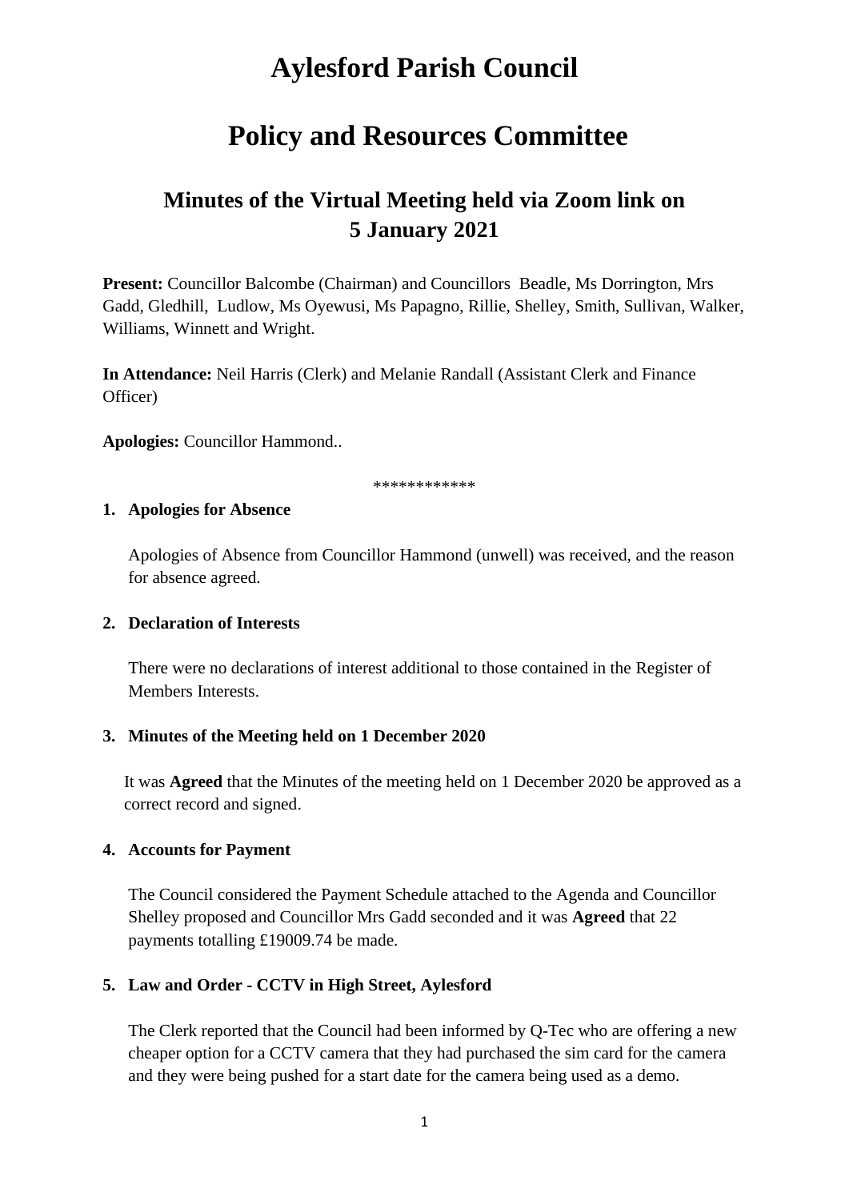# Aylesford Parish Council

# Policy and Resources Committee

## Minutes of the Virtual Meeting held via Zoom link on 5 January 2021

**Present:** Councillor Balcombe (Chairman) and Councillors Beadle, Ms Dorrington, Mrs Gadd, Gledhill, Ludlow, Ms Oyewusi, Ms Papagno, Rillie, Shelley, Smith, Sullivan, Walker, Williams, Winnett and Wright.

**In Attendance:** Neil Harris (Clerk) and Melanie Randall (Assistant Clerk and Finance Officer)

**Apologies:** Councillor Hammond..

************

1. **Apologies for Absence**

   Apologies of Absence from Councillor Hammond (unwell) was received, and the reason for absence agreed.

2. **Declaration of Interests**

   There were no declarations of interest additional to those contained in the Register of Members Interests.

3. **Minutes of the Meeting held on 1 December 2020**

   It was **Agreed** that the Minutes of the meeting held on 1 December 2020 be approved as a correct record and signed.

4. **Accounts for Payment**

   The Council considered the Payment Schedule attached to the Agenda and Councillor Shelley proposed and Councillor Mrs Gadd seconded and it was **Agreed** that 22 payments totalling £19009.74 be made.

5. **Law and Order - CCTV in High Street, Aylesford**

   The Clerk reported that the Council had been informed by Q-Tec who are offering a new cheaper option for a CCTV camera that they had purchased the sim card for the camera and they were being pushed for a start date for the camera being used as a demo.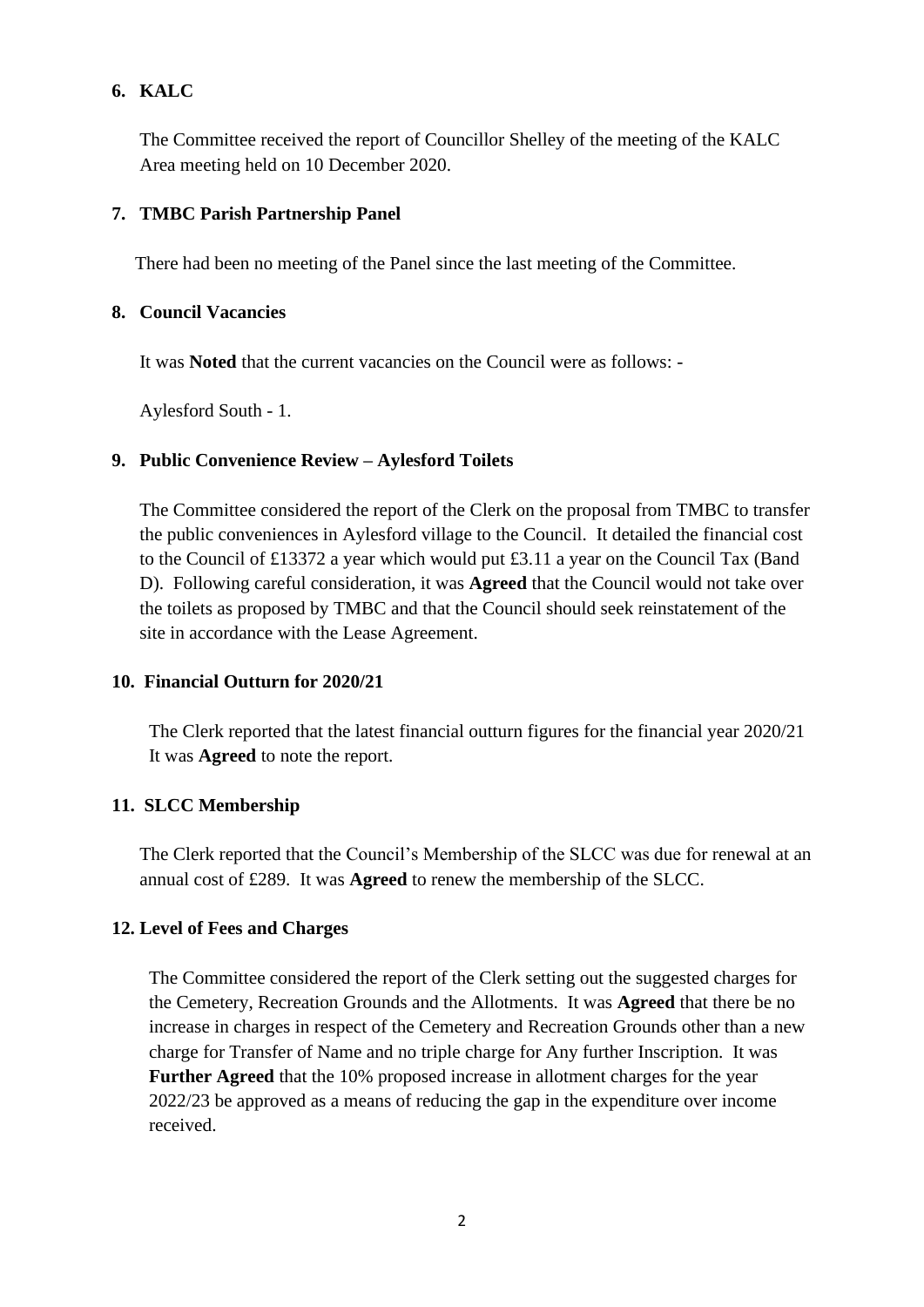## 6. KALC

The Committee received the report of Councillor Shelley of the meeting of the KALC Area meeting held on 10 December 2020.

## 7. TMBC Parish Partnership Panel

There had been no meeting of the Panel since the last meeting of the Committee.

## 8. Council Vacancies

It was **Noted** that the current vacancies on the Council were as follows: -

Aylesford South - 1.

## 9. Public Convenience Review – Aylesford Toilets

The Committee considered the report of the Clerk on the proposal from TMBC to transfer the public conveniences in Aylesford village to the Council. It detailed the financial cost to the Council of £13372 a year which would put £3.11 a year on the Council Tax (Band D). Following careful consideration, it was **Agreed** that the Council would not take over the toilets as proposed by TMBC and that the Council should seek reinstatement of the site in accordance with the Lease Agreement.

## 10. Financial Outturn for 2020/21

The Clerk reported that the latest financial outturn figures for the financial year 2020/21 It was **Agreed** to note the report.

## 11. SLCC Membership

The Clerk reported that the Council's Membership of the SLCC was due for renewal at an annual cost of £289. It was **Agreed** to renew the membership of the SLCC.

## 12. Level of Fees and Charges

The Committee considered the report of the Clerk setting out the suggested charges for the Cemetery, Recreation Grounds and the Allotments. It was **Agreed** that there be no increase in charges in respect of the Cemetery and Recreation Grounds other than a new charge for Transfer of Name and no triple charge for Any further Inscription. It was **Further Agreed** that the 10% proposed increase in allotment charges for the year 2022/23 be approved as a means of reducing the gap in the expenditure over income received.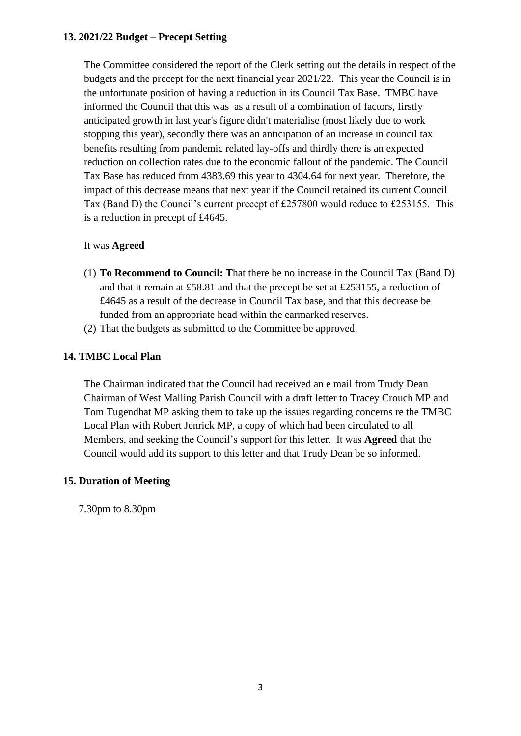## 13. 2021/22 Budget – Precept Setting

The Committee considered the report of the Clerk setting out the details in respect of the budgets and the precept for the next financial year 2021/22. This year the Council is in the unfortunate position of having a reduction in its Council Tax Base. TMBC have informed the Council that this was as a result of a combination of factors, firstly anticipated growth in last year's figure didn't materialise (most likely due to work stopping this year), secondly there was an anticipation of an increase in council tax benefits resulting from pandemic related lay-offs and thirdly there is an expected reduction on collection rates due to the economic fallout of the pandemic. The Council Tax Base has reduced from 4383.69 this year to 4304.64 for next year. Therefore, the impact of this decrease means that next year if the Council retained its current Council Tax (Band D) the Council's current precept of £257800 would reduce to £253155. This is a reduction in precept of £4645.

It was **Agreed**

(1) **To Recommend to Council: T**hat there be no increase in the Council Tax (Band D) and that it remain at £58.81 and that the precept be set at £253155, a reduction of £4645 as a result of the decrease in Council Tax base, and that this decrease be funded from an appropriate head within the earmarked reserves.
(2) That the budgets as submitted to the Committee be approved.

## 14. TMBC Local Plan

The Chairman indicated that the Council had received an e mail from Trudy Dean Chairman of West Malling Parish Council with a draft letter to Tracey Crouch MP and Tom Tugendhat MP asking them to take up the issues regarding concerns re the TMBC Local Plan with Robert Jenrick MP, a copy of which had been circulated to all Members, and seeking the Council's support for this letter. It was **Agreed** that the Council would add its support to this letter and that Trudy Dean be so informed.

## 15. Duration of Meeting

7.30pm to 8.30pm